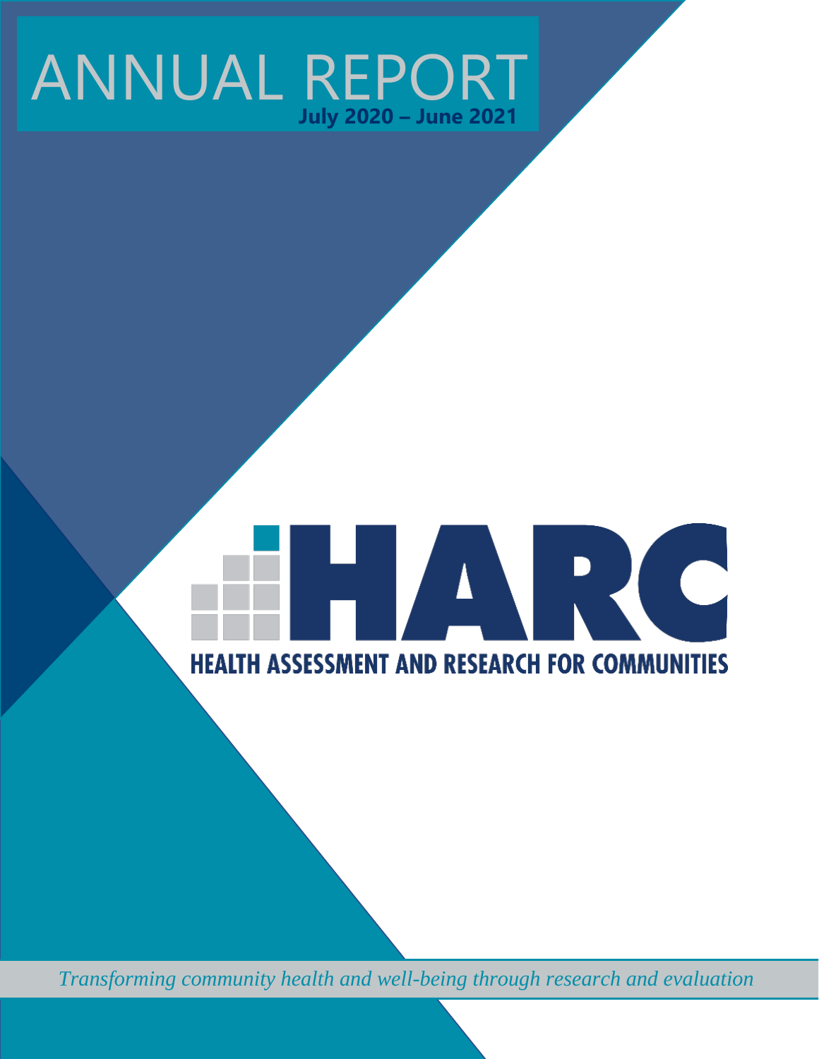# ANNUAL REPORT

**July 2020 – June 2021**

# HARC

**HEALTH ASSESSMENT AND RESEARCH FOR COMMUNITIES**

*Transforming community health and well-being through research and evaluation*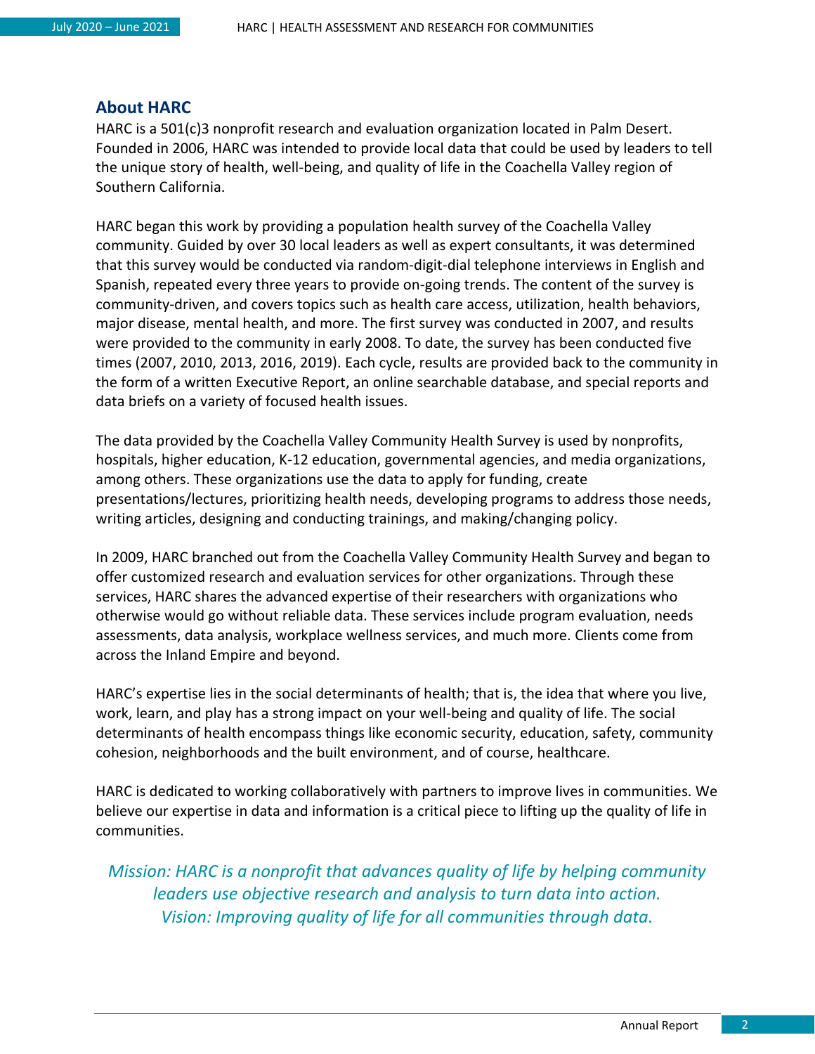## About HARC

HARC is a 501(c)3 nonprofit research and evaluation organization located in Palm Desert. Founded in 2006, HARC was intended to provide local data that could be used by leaders to tell the unique story of health, well-being, and quality of life in the Coachella Valley region of Southern California.

HARC began this work by providing a population health survey of the Coachella Valley community. Guided by over 30 local leaders as well as expert consultants, it was determined that this survey would be conducted via random-digit-dial telephone interviews in English and Spanish, repeated every three years to provide on-going trends. The content of the survey is community-driven, and covers topics such as health care access, utilization, health behaviors, major disease, mental health, and more. The first survey was conducted in 2007, and results were provided to the community in early 2008. To date, the survey has been conducted five times (2007, 2010, 2013, 2016, 2019). Each cycle, results are provided back to the community in the form of a written Executive Report, an online searchable database, and special reports and data briefs on a variety of focused health issues.

The data provided by the Coachella Valley Community Health Survey is used by nonprofits, hospitals, higher education, K-12 education, governmental agencies, and media organizations, among others. These organizations use the data to apply for funding, create presentations/lectures, prioritizing health needs, developing programs to address those needs, writing articles, designing and conducting trainings, and making/changing policy.

In 2009, HARC branched out from the Coachella Valley Community Health Survey and began to offer customized research and evaluation services for other organizations. Through these services, HARC shares the advanced expertise of their researchers with organizations who otherwise would go without reliable data. These services include program evaluation, needs assessments, data analysis, workplace wellness services, and much more. Clients come from across the Inland Empire and beyond.

HARC's expertise lies in the social determinants of health; that is, the idea that where you live, work, learn, and play has a strong impact on your well-being and quality of life. The social determinants of health encompass things like economic security, education, safety, community cohesion, neighborhoods and the built environment, and of course, healthcare.

HARC is dedicated to working collaboratively with partners to improve lives in communities. We believe our expertise in data and information is a critical piece to lifting up the quality of life in communities.

*Mission: HARC is a nonprofit that advances quality of life by helping community leaders use objective research and analysis to turn data into action.*
*Vision: Improving quality of life for all communities through data.*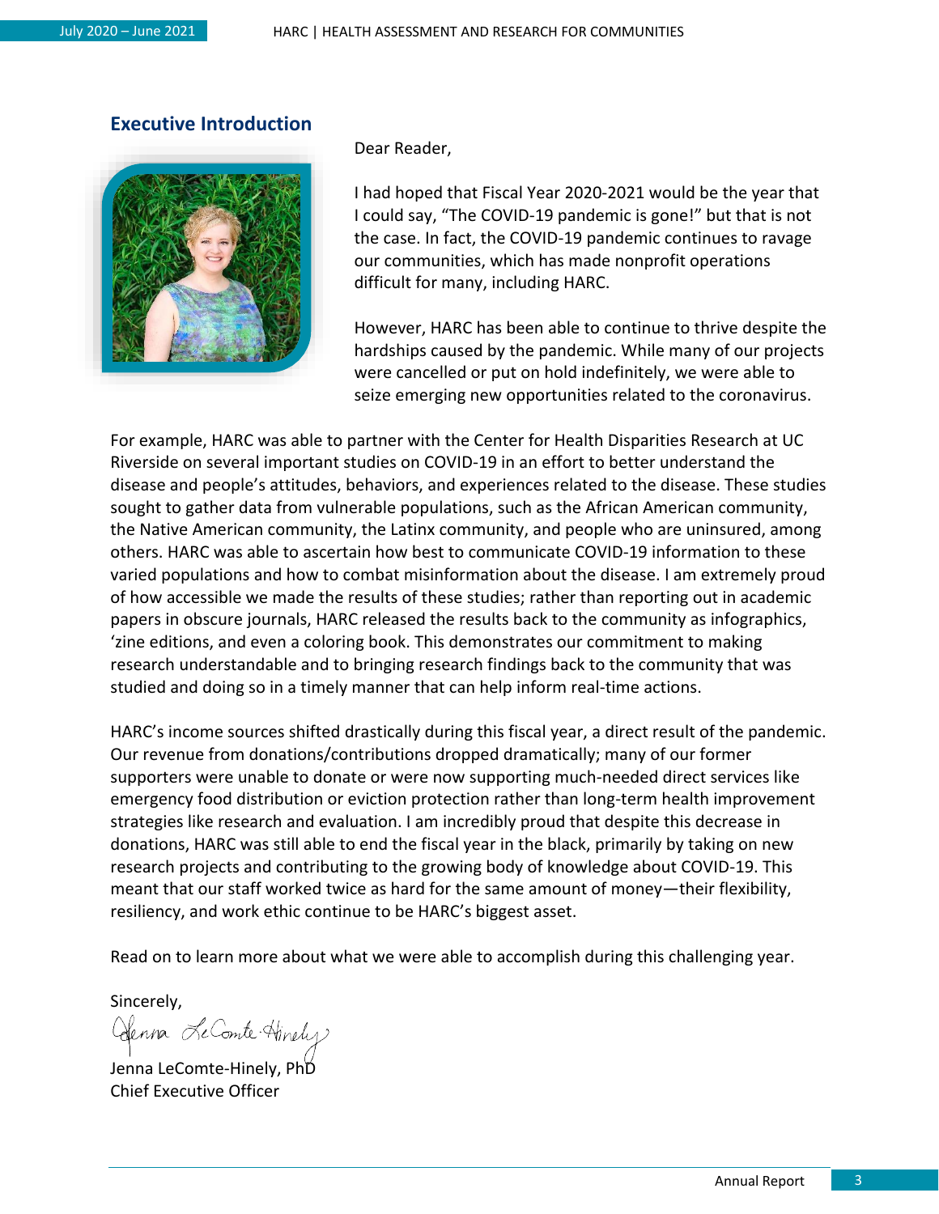## Executive Introduction

Dear Reader,

I had hoped that Fiscal Year 2020-2021 would be the year that I could say, "The COVID-19 pandemic is gone!" but that is not the case. In fact, the COVID-19 pandemic continues to ravage our communities, which has made nonprofit operations difficult for many, including HARC.

However, HARC has been able to continue to thrive despite the hardships caused by the pandemic. While many of our projects were cancelled or put on hold indefinitely, we were able to seize emerging new opportunities related to the coronavirus.

For example, HARC was able to partner with the Center for Health Disparities Research at UC Riverside on several important studies on COVID-19 in an effort to better understand the disease and people's attitudes, behaviors, and experiences related to the disease. These studies sought to gather data from vulnerable populations, such as the African American community, the Native American community, the Latinx community, and people who are uninsured, among others. HARC was able to ascertain how best to communicate COVID-19 information to these varied populations and how to combat misinformation about the disease. I am extremely proud of how accessible we made the results of these studies; rather than reporting out in academic papers in obscure journals, HARC released the results back to the community as infographics, 'zine editions, and even a coloring book. This demonstrates our commitment to making research understandable and to bringing research findings back to the community that was studied and doing so in a timely manner that can help inform real-time actions.

HARC's income sources shifted drastically during this fiscal year, a direct result of the pandemic. Our revenue from donations/contributions dropped dramatically; many of our former supporters were unable to donate or were now supporting much-needed direct services like emergency food distribution or eviction protection rather than long-term health improvement strategies like research and evaluation. I am incredibly proud that despite this decrease in donations, HARC was still able to end the fiscal year in the black, primarily by taking on new research projects and contributing to the growing body of knowledge about COVID-19. This meant that our staff worked twice as hard for the same amount of money—their flexibility, resiliency, and work ethic continue to be HARC's biggest asset.

Read on to learn more about what we were able to accomplish during this challenging year.

Sincerely,

Jenna LeComte-Hinely, PhD
Chief Executive Officer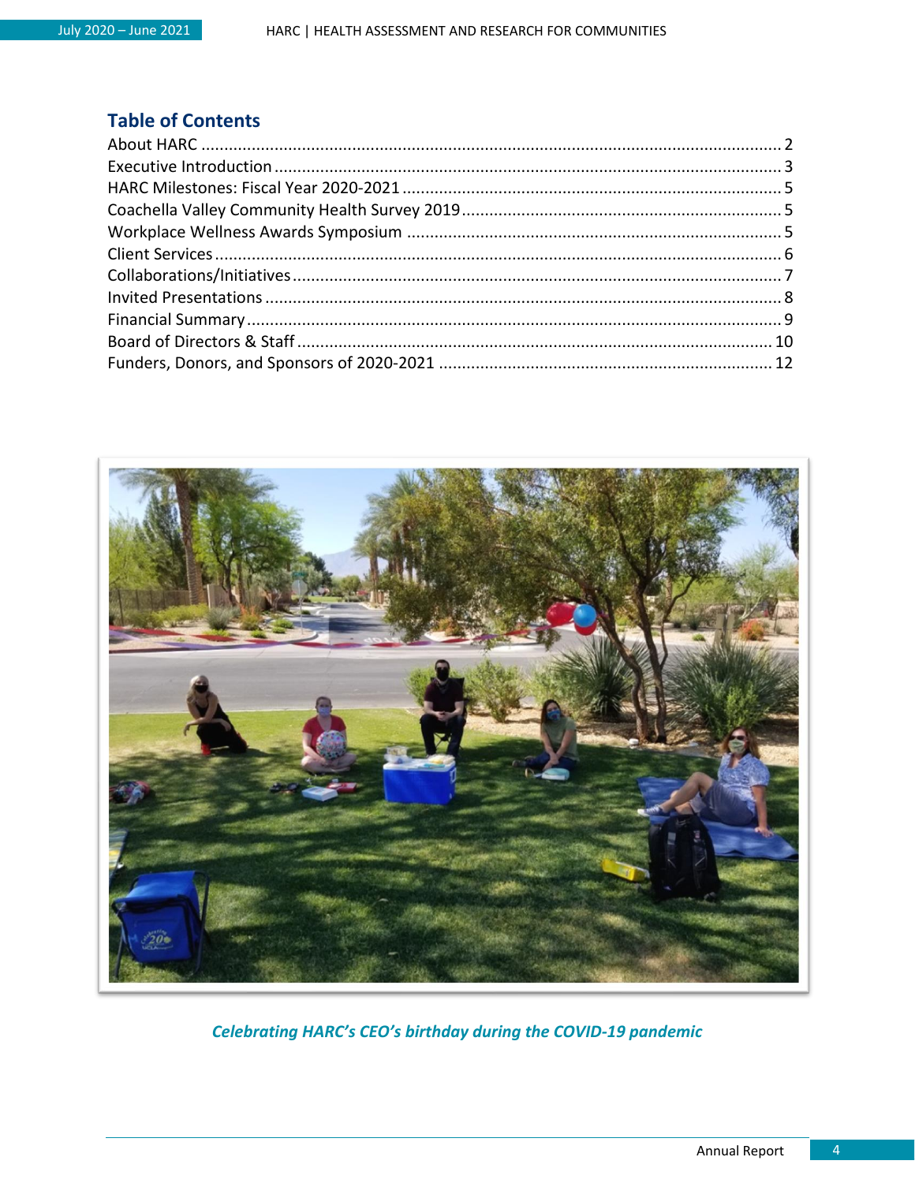## Table of Contents

| Section | Page |
|---|---|
| About HARC | 2 |
| Executive Introduction | 3 |
| HARC Milestones: Fiscal Year 2020-2021 | 5 |
| Coachella Valley Community Health Survey 2019 | 5 |
| Workplace Wellness Awards Symposium | 5 |
| Client Services | 6 |
| Collaborations/Initiatives | 7 |
| Invited Presentations | 8 |
| Financial Summary | 9 |
| Board of Directors & Staff | 10 |
| Funders, Donors, and Sponsors of 2020-2021 | 12 |

*Celebrating HARC's CEO's birthday during the COVID-19 pandemic*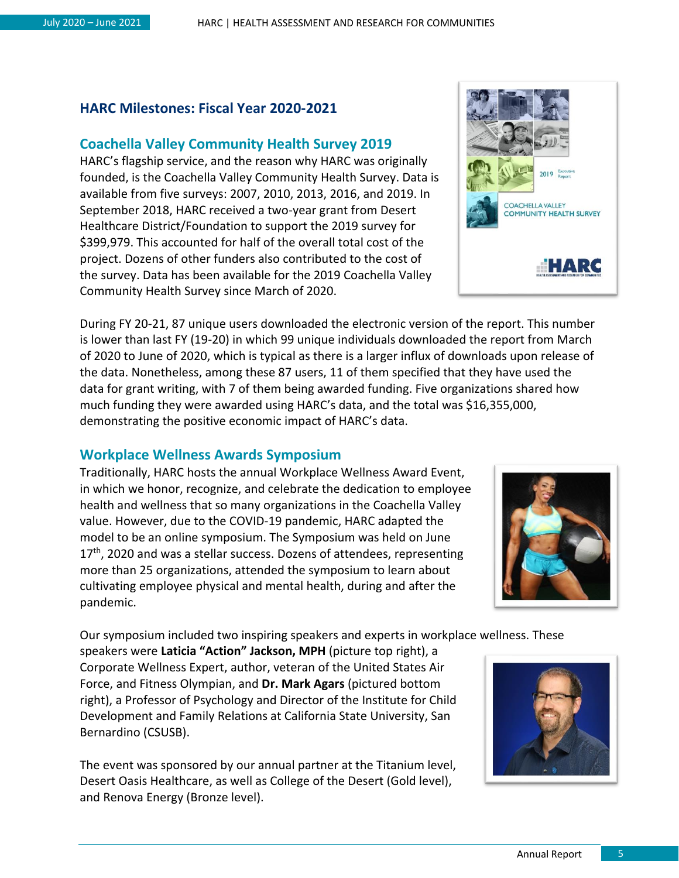## HARC Milestones: Fiscal Year 2020-2021

### Coachella Valley Community Health Survey 2019

HARC's flagship service, and the reason why HARC was originally founded, is the Coachella Valley Community Health Survey. Data is available from five surveys: 2007, 2010, 2013, 2016, and 2019. In September 2018, HARC received a two-year grant from Desert Healthcare District/Foundation to support the 2019 survey for $399,979. This accounted for half of the overall total cost of the project. Dozens of other funders also contributed to the cost of the survey. Data has been available for the 2019 Coachella Valley Community Health Survey since March of 2020.

During FY 20-21, 87 unique users downloaded the electronic version of the report. This number is lower than last FY (19-20) in which 99 unique individuals downloaded the report from March of 2020 to June of 2020, which is typical as there is a larger influx of downloads upon release of the data. Nonetheless, among these 87 users, 11 of them specified that they have used the data for grant writing, with 7 of them being awarded funding. Five organizations shared how much funding they were awarded using HARC's data, and the total was $16,355,000, demonstrating the positive economic impact of HARC's data.

### Workplace Wellness Awards Symposium

Traditionally, HARC hosts the annual Workplace Wellness Award Event, in which we honor, recognize, and celebrate the dedication to employee health and wellness that so many organizations in the Coachella Valley value. However, due to the COVID-19 pandemic, HARC adapted the model to be an online symposium. The Symposium was held on June 17th, 2020 and was a stellar success. Dozens of attendees, representing more than 25 organizations, attended the symposium to learn about cultivating employee physical and mental health, during and after the pandemic.

Our symposium included two inspiring speakers and experts in workplace wellness. These speakers were **Laticia "Action" Jackson, MPH** (picture top right), a Corporate Wellness Expert, author, veteran of the United States Air Force, and Fitness Olympian, and **Dr. Mark Agars** (pictured bottom right), a Professor of Psychology and Director of the Institute for Child Development and Family Relations at California State University, San Bernardino (CSUSB).

The event was sponsored by our annual partner at the Titanium level, Desert Oasis Healthcare, as well as College of the Desert (Gold level), and Renova Energy (Bronze level).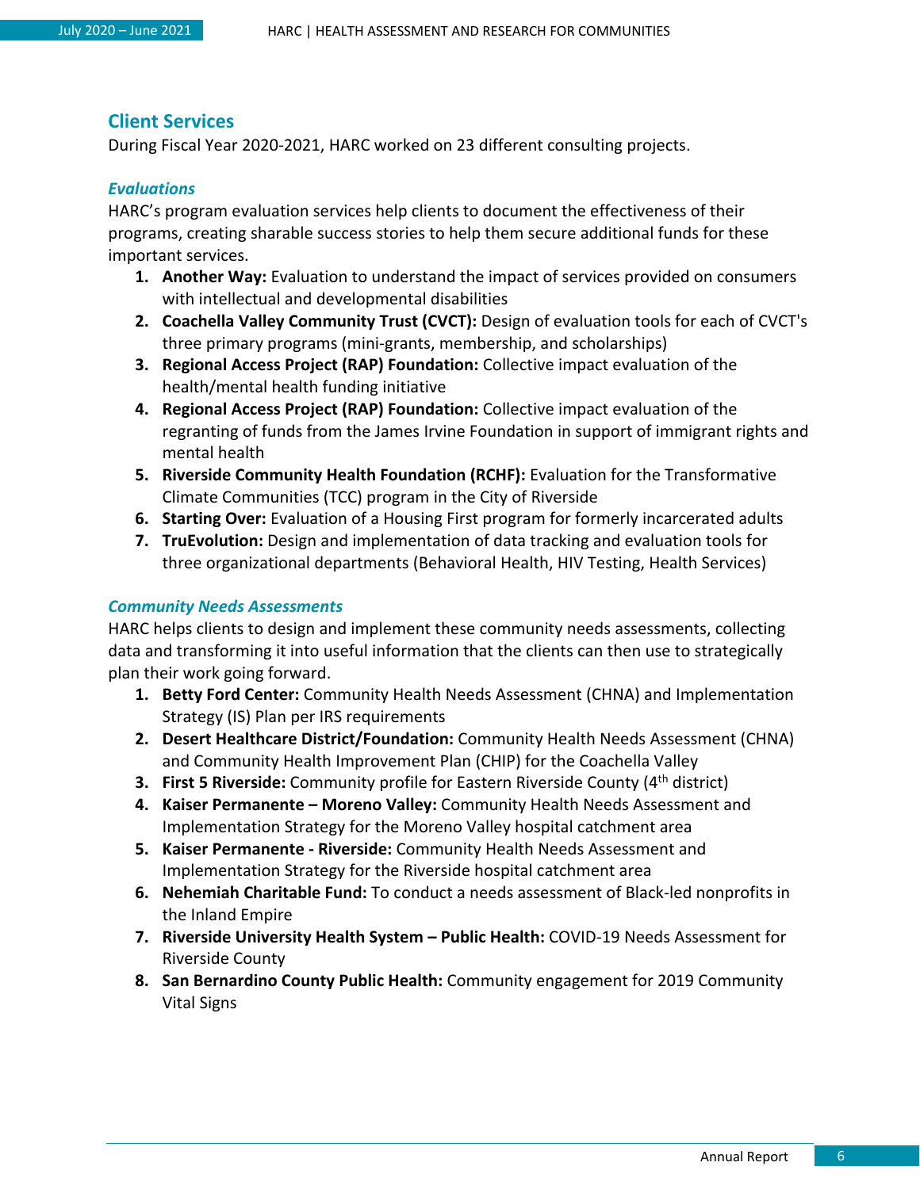## Client Services

During Fiscal Year 2020-2021, HARC worked on 23 different consulting projects.

### *Evaluations*

HARC's program evaluation services help clients to document the effectiveness of their programs, creating sharable success stories to help them secure additional funds for these important services.

1. **Another Way:** Evaluation to understand the impact of services provided on consumers with intellectual and developmental disabilities
2. **Coachella Valley Community Trust (CVCT):** Design of evaluation tools for each of CVCT's three primary programs (mini-grants, membership, and scholarships)
3. **Regional Access Project (RAP) Foundation:** Collective impact evaluation of the health/mental health funding initiative
4. **Regional Access Project (RAP) Foundation:** Collective impact evaluation of the regranting of funds from the James Irvine Foundation in support of immigrant rights and mental health
5. **Riverside Community Health Foundation (RCHF):** Evaluation for the Transformative Climate Communities (TCC) program in the City of Riverside
6. **Starting Over:** Evaluation of a Housing First program for formerly incarcerated adults
7. **TruEvolution:** Design and implementation of data tracking and evaluation tools for three organizational departments (Behavioral Health, HIV Testing, Health Services)

### *Community Needs Assessments*

HARC helps clients to design and implement these community needs assessments, collecting data and transforming it into useful information that the clients can then use to strategically plan their work going forward.

1. **Betty Ford Center:** Community Health Needs Assessment (CHNA) and Implementation Strategy (IS) Plan per IRS requirements
2. **Desert Healthcare District/Foundation:** Community Health Needs Assessment (CHNA) and Community Health Improvement Plan (CHIP) for the Coachella Valley
3. **First 5 Riverside:** Community profile for Eastern Riverside County (4th district)
4. **Kaiser Permanente – Moreno Valley:** Community Health Needs Assessment and Implementation Strategy for the Moreno Valley hospital catchment area
5. **Kaiser Permanente - Riverside:** Community Health Needs Assessment and Implementation Strategy for the Riverside hospital catchment area
6. **Nehemiah Charitable Fund:** To conduct a needs assessment of Black-led nonprofits in the Inland Empire
7. **Riverside University Health System – Public Health:** COVID-19 Needs Assessment for Riverside County
8. **San Bernardino County Public Health:** Community engagement for 2019 Community Vital Signs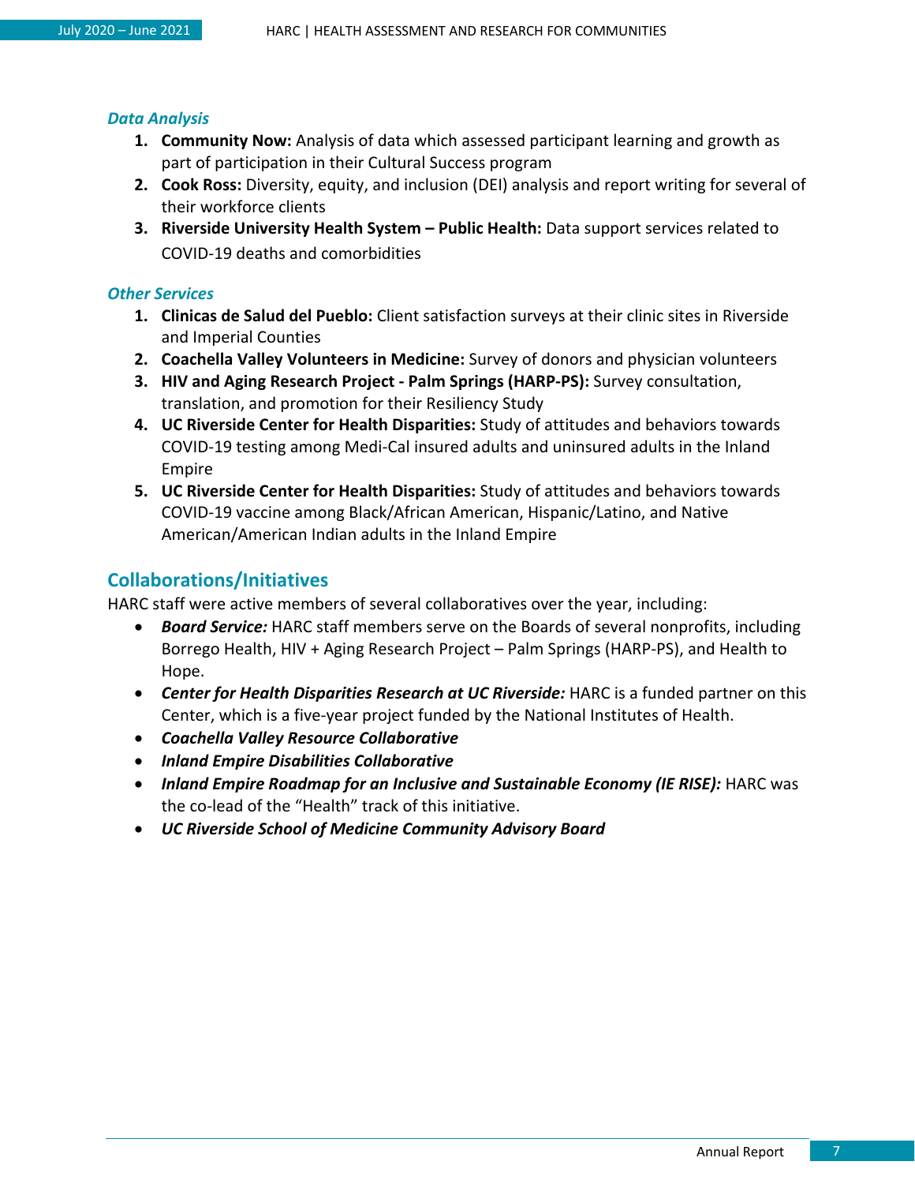### *Data Analysis*

1. **Community Now:** Analysis of data which assessed participant learning and growth as part of participation in their Cultural Success program
2. **Cook Ross:** Diversity, equity, and inclusion (DEI) analysis and report writing for several of their workforce clients
3. **Riverside University Health System – Public Health:** Data support services related to COVID-19 deaths and comorbidities

### *Other Services*

1. **Clinicas de Salud del Pueblo:** Client satisfaction surveys at their clinic sites in Riverside and Imperial Counties
2. **Coachella Valley Volunteers in Medicine:** Survey of donors and physician volunteers
3. **HIV and Aging Research Project - Palm Springs (HARP-PS):** Survey consultation, translation, and promotion for their Resiliency Study
4. **UC Riverside Center for Health Disparities:** Study of attitudes and behaviors towards COVID-19 testing among Medi-Cal insured adults and uninsured adults in the Inland Empire
5. **UC Riverside Center for Health Disparities:** Study of attitudes and behaviors towards COVID-19 vaccine among Black/African American, Hispanic/Latino, and Native American/American Indian adults in the Inland Empire

## Collaborations/Initiatives

HARC staff were active members of several collaboratives over the year, including:

- ***Board Service:*** HARC staff members serve on the Boards of several nonprofits, including Borrego Health, HIV + Aging Research Project – Palm Springs (HARP-PS), and Health to Hope.
- ***Center for Health Disparities Research at UC Riverside:*** HARC is a funded partner on this Center, which is a five-year project funded by the National Institutes of Health.
- ***Coachella Valley Resource Collaborative***
- ***Inland Empire Disabilities Collaborative***
- ***Inland Empire Roadmap for an Inclusive and Sustainable Economy (IE RISE):*** HARC was the co-lead of the "Health" track of this initiative.
- ***UC Riverside School of Medicine Community Advisory Board***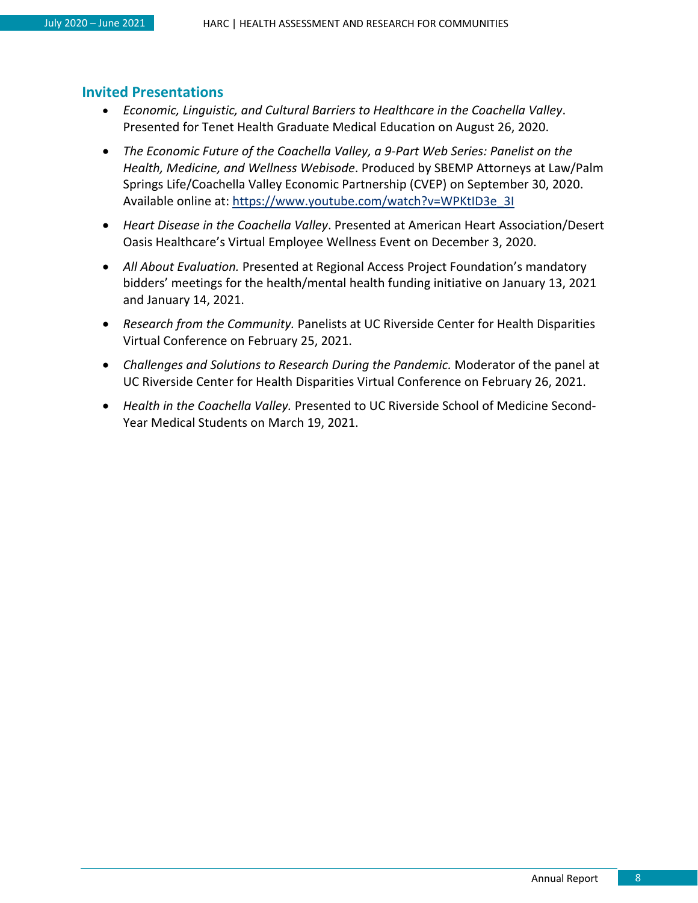## Invited Presentations

- *Economic, Linguistic, and Cultural Barriers to Healthcare in the Coachella Valley*. Presented for Tenet Health Graduate Medical Education on August 26, 2020.
- *The Economic Future of the Coachella Valley, a 9-Part Web Series: Panelist on the Health, Medicine, and Wellness Webisode*. Produced by SBEMP Attorneys at Law/Palm Springs Life/Coachella Valley Economic Partnership (CVEP) on September 30, 2020. Available online at: [https://www.youtube.com/watch?v=WPKtID3e_3I](https://www.youtube.com/watch?v=WPKtID3e_3I)
- *Heart Disease in the Coachella Valley*. Presented at American Heart Association/Desert Oasis Healthcare's Virtual Employee Wellness Event on December 3, 2020.
- *All About Evaluation.* Presented at Regional Access Project Foundation's mandatory bidders' meetings for the health/mental health funding initiative on January 13, 2021 and January 14, 2021.
- *Research from the Community.* Panelists at UC Riverside Center for Health Disparities Virtual Conference on February 25, 2021.
- *Challenges and Solutions to Research During the Pandemic.* Moderator of the panel at UC Riverside Center for Health Disparities Virtual Conference on February 26, 2021.
- *Health in the Coachella Valley.* Presented to UC Riverside School of Medicine Second-Year Medical Students on March 19, 2021.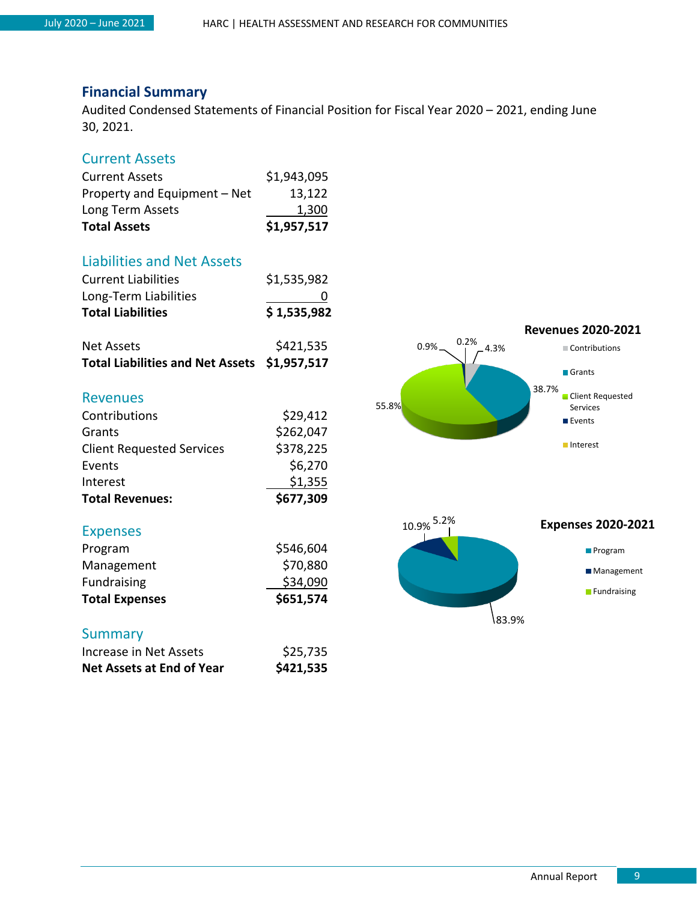## Financial Summary

Audited Condensed Statements of Financial Position for Fiscal Year 2020 – 2021, ending June 30, 2021.

### Current Assets

| | |
|---|---|
| Current Assets | $1,943,095 |
| Property and Equipment – Net | 13,122 |
| Long Term Assets | 1,300 |
| **Total Assets** | **$1,957,517** |

### Liabilities and Net Assets

| | |
|---|---|
| Current Liabilities | $1,535,982 |
| Long-Term Liabilities | 0 |
| **Total Liabilities** | **$ 1,535,982** |
| Net Assets | $421,535 |
| **Total Liabilities and Net Assets** | **$1,957,517** |

### Revenues

| | |
|---|---|
| Contributions | $29,412 |
| Grants | $262,047 |
| Client Requested Services | $378,225 |
| Events | $6,270 |
| Interest | $1,355 |
| **Total Revenues:** | **$677,309** |

**Revenues 2020-2021**

| Category | Percentage |
|---|---|
| Contributions | 4.3% |
| Grants | 38.7% |
| Client Requested Services | 55.8% |
| Events | 0.9% |
| Interest | 0.2% |

### Expenses

| | |
|---|---|
| Program | $546,604 |
| Management | $70,880 |
| Fundraising | $34,090 |
| **Total Expenses** | **$651,574** |

**Expenses 2020-2021**

| Category | Percentage |
|---|---|
| Program | 83.9% |
| Management | 10.9% |
| Fundraising | 5.2% |

### Summary

| | |
|---|---|
| Increase in Net Assets | $25,735 |
| **Net Assets at End of Year** | **$421,535** |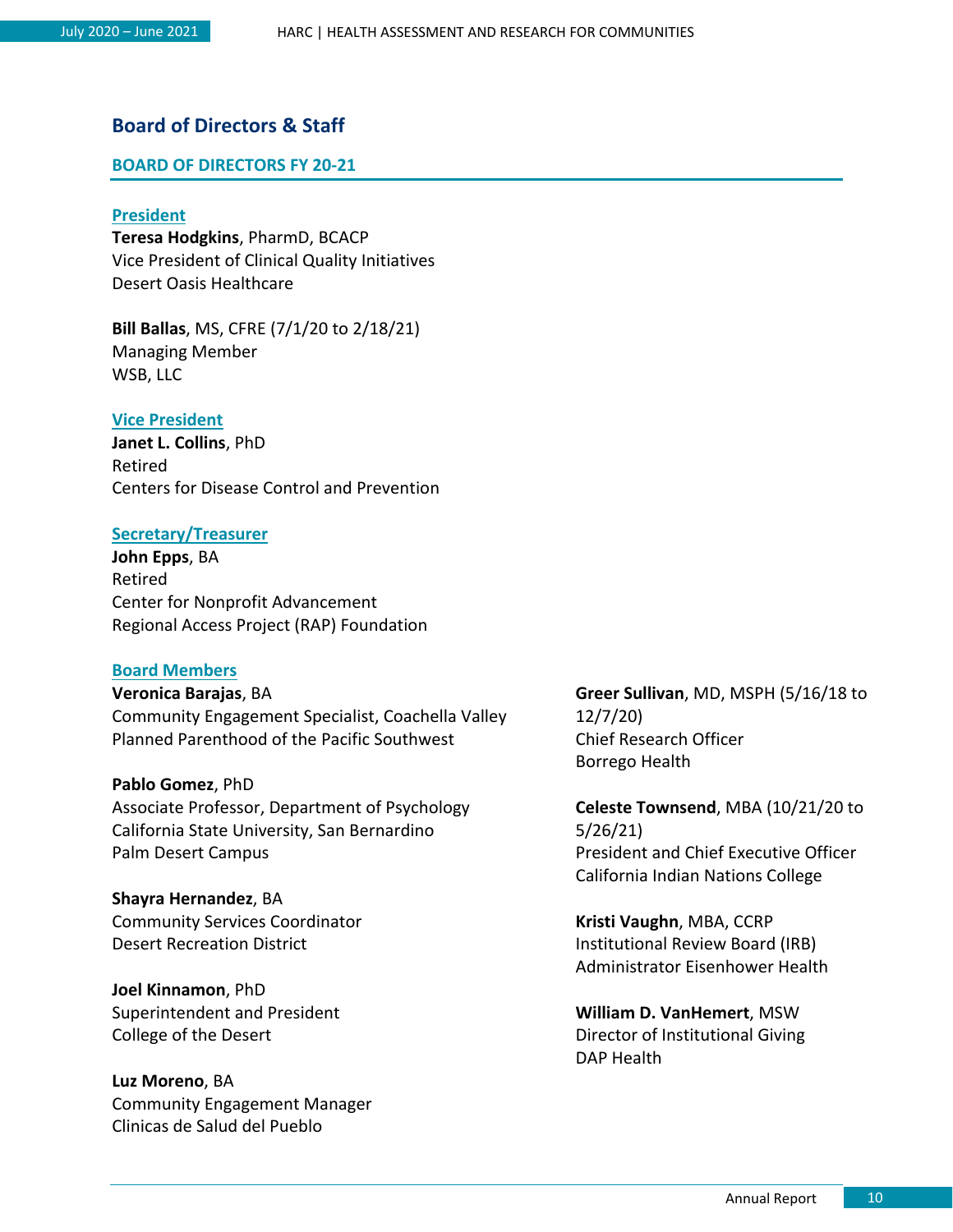## Board of Directors & Staff

### BOARD OF DIRECTORS FY 20-21

**President**

**Teresa Hodgkins**, PharmD, BCACP
Vice President of Clinical Quality Initiatives
Desert Oasis Healthcare

**Bill Ballas**, MS, CFRE (7/1/20 to 2/18/21)
Managing Member
WSB, LLC

**Vice President**

**Janet L. Collins**, PhD
Retired
Centers for Disease Control and Prevention

**Secretary/Treasurer**

**John Epps**, BA
Retired
Center for Nonprofit Advancement
Regional Access Project (RAP) Foundation

**Board Members**

**Veronica Barajas**, BA
Community Engagement Specialist, Coachella Valley
Planned Parenthood of the Pacific Southwest

**Pablo Gomez**, PhD
Associate Professor, Department of Psychology
California State University, San Bernardino
Palm Desert Campus

**Shayra Hernandez**, BA
Community Services Coordinator
Desert Recreation District

**Joel Kinnamon**, PhD
Superintendent and President
College of the Desert

**Luz Moreno**, BA
Community Engagement Manager
Clinicas de Salud del Pueblo

**Greer Sullivan**, MD, MSPH (5/16/18 to 12/7/20)
Chief Research Officer
Borrego Health

**Celeste Townsend**, MBA (10/21/20 to 5/26/21)
President and Chief Executive Officer
California Indian Nations College

**Kristi Vaughn**, MBA, CCRP
Institutional Review Board (IRB)
Administrator Eisenhower Health

**William D. VanHemert**, MSW
Director of Institutional Giving
DAP Health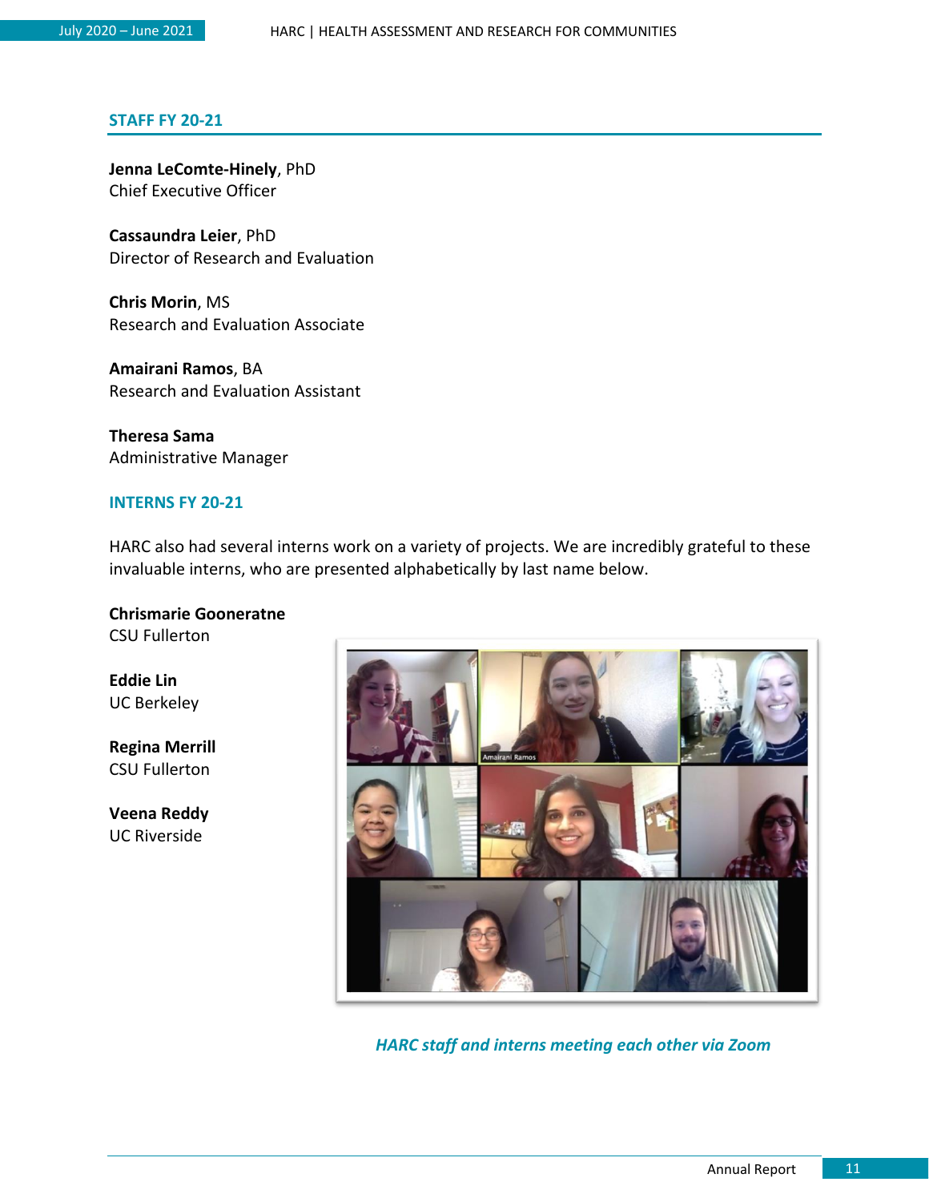## STAFF FY 20-21

**Jenna LeComte-Hinely**, PhD
Chief Executive Officer

**Cassaundra Leier**, PhD
Director of Research and Evaluation

**Chris Morin**, MS
Research and Evaluation Associate

**Amairani Ramos**, BA
Research and Evaluation Assistant

**Theresa Sama**
Administrative Manager

## INTERNS FY 20-21

HARC also had several interns work on a variety of projects. We are incredibly grateful to these invaluable interns, who are presented alphabetically by last name below.

**Chrismarie Gooneratne**
CSU Fullerton

**Eddie Lin**
UC Berkeley

**Regina Merrill**
CSU Fullerton

**Veena Reddy**
UC Riverside

*HARC staff and interns meeting each other via Zoom*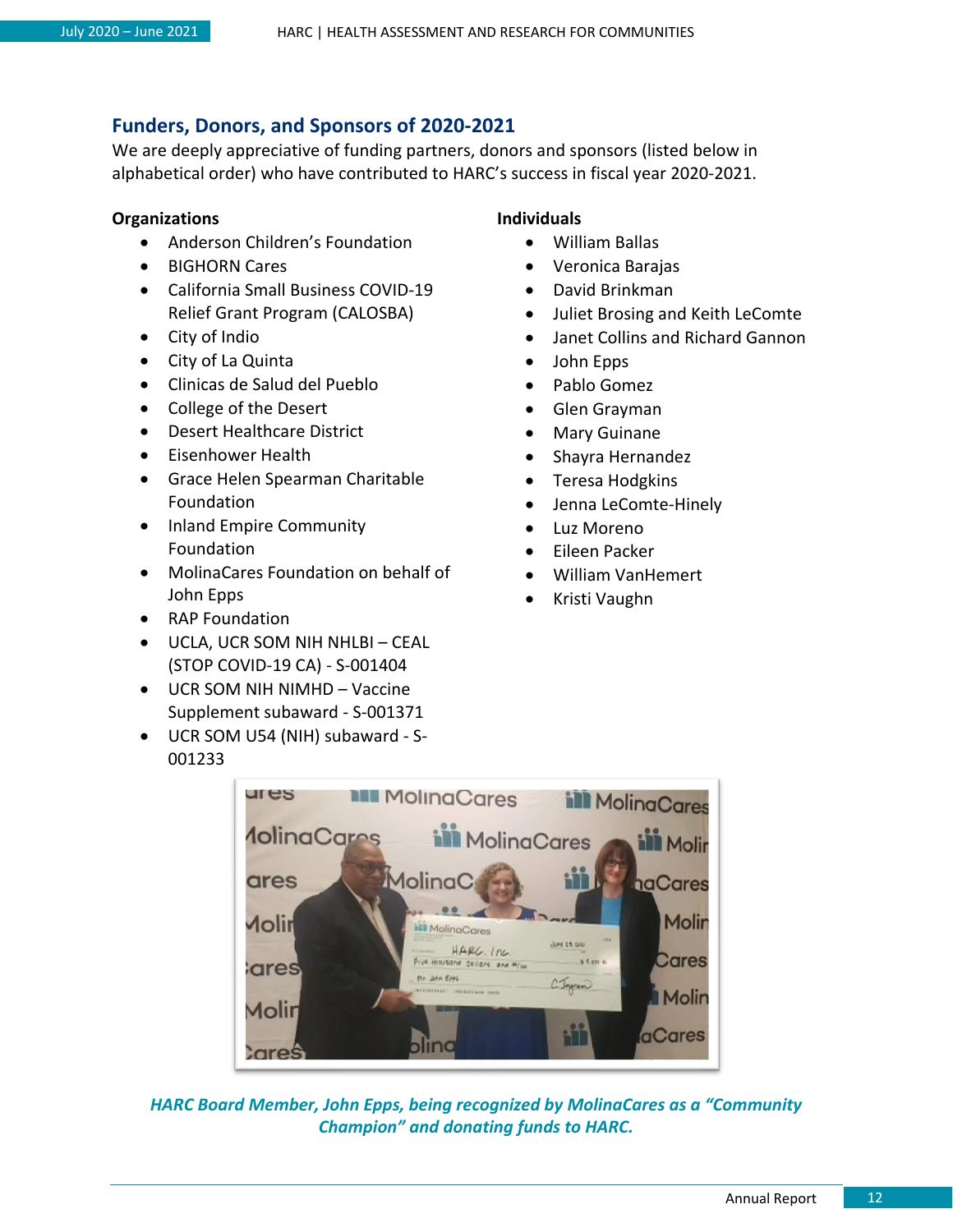## Funders, Donors, and Sponsors of 2020-2021

We are deeply appreciative of funding partners, donors and sponsors (listed below in alphabetical order) who have contributed to HARC's success in fiscal year 2020-2021.

**Organizations**

- Anderson Children's Foundation
- BIGHORN Cares
- California Small Business COVID-19 Relief Grant Program (CALOSBA)
- City of Indio
- City of La Quinta
- Clinicas de Salud del Pueblo
- College of the Desert
- Desert Healthcare District
- Eisenhower Health
- Grace Helen Spearman Charitable Foundation
- Inland Empire Community Foundation
- MolinaCares Foundation on behalf of John Epps
- RAP Foundation
- UCLA, UCR SOM NIH NHLBI – CEAL (STOP COVID-19 CA) - S-001404
- UCR SOM NIH NIMHD – Vaccine Supplement subaward - S-001371
- UCR SOM U54 (NIH) subaward - S-001233

**Individuals**

- William Ballas
- Veronica Barajas
- David Brinkman
- Juliet Brosing and Keith LeComte
- Janet Collins and Richard Gannon
- John Epps
- Pablo Gomez
- Glen Grayman
- Mary Guinane
- Shayra Hernandez
- Teresa Hodgkins
- Jenna LeComte-Hinely
- Luz Moreno
- Eileen Packer
- William VanHemert
- Kristi Vaughn

*HARC Board Member, John Epps, being recognized by MolinaCares as a "Community Champion" and donating funds to HARC.*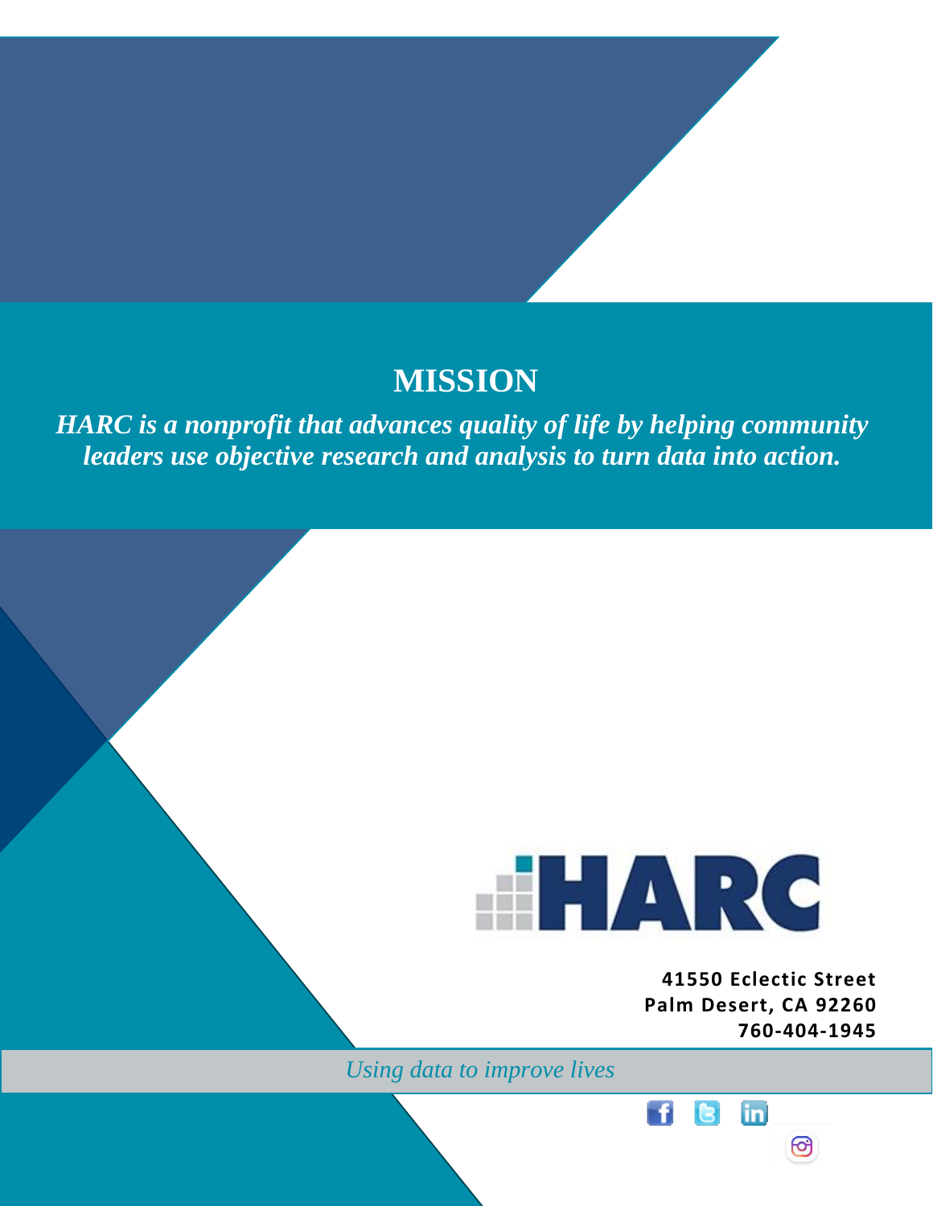# MISSION

***HARC is a nonprofit that advances quality of life by helping community leaders use objective research and analysis to turn data into action.***

HARC

**41550 Eclectic Street**
**Palm Desert, CA 92260**
**760-404-1945**

*Using data to improve lives*